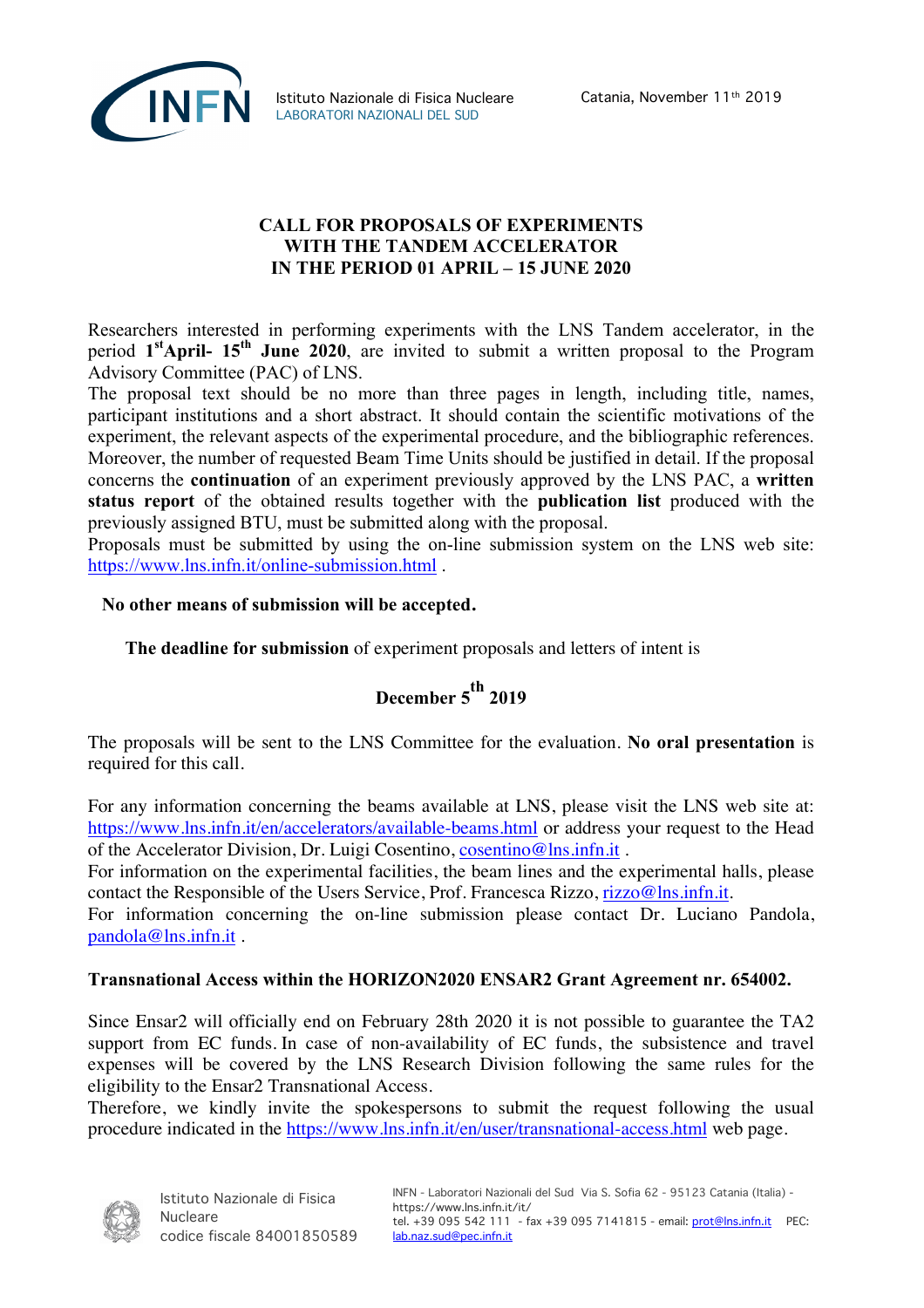Istituto Nazionale di Fisica Nucleare
LABORATORI NAZIONALI DEL SUD

Catania, November 11th 2019

# CALL FOR PROPOSALS OF EXPERIMENTS WITH THE TANDEM ACCELERATOR IN THE PERIOD 01 APRIL – 15 JUNE 2020

Researchers interested in performing experiments with the LNS Tandem accelerator, in the period **1st April- 15th June 2020**, are invited to submit a written proposal to the Program Advisory Committee (PAC) of LNS.

The proposal text should be no more than three pages in length, including title, names, participant institutions and a short abstract. It should contain the scientific motivations of the experiment, the relevant aspects of the experimental procedure, and the bibliographic references. Moreover, the number of requested Beam Time Units should be justified in detail. If the proposal concerns the **continuation** of an experiment previously approved by the LNS PAC, a **written status report** of the obtained results together with the **publication list** produced with the previously assigned BTU, must be submitted along with the proposal.

Proposals must be submitted by using the on-line submission system on the LNS web site: https://www.lns.infn.it/online-submission.html .

**No other means of submission will be accepted.**

**The deadline for submission** of experiment proposals and letters of intent is

**December 5th 2019**

The proposals will be sent to the LNS Committee for the evaluation. **No oral presentation** is required for this call.

For any information concerning the beams available at LNS, please visit the LNS web site at: https://www.lns.infn.it/en/accelerators/available-beams.html or address your request to the Head of the Accelerator Division, Dr. Luigi Cosentino, cosentino@lns.infn.it .

For information on the experimental facilities, the beam lines and the experimental halls, please contact the Responsible of the Users Service, Prof. Francesca Rizzo, rizzo@lns.infn.it.

For information concerning the on-line submission please contact Dr. Luciano Pandola, pandola@lns.infn.it .

**Transnational Access within the HORIZON2020 ENSAR2 Grant Agreement nr. 654002.**

Since Ensar2 will officially end on February 28th 2020 it is not possible to guarantee the TA2 support from EC funds. In case of non-availability of EC funds, the subsistence and travel expenses will be covered by the LNS Research Division following the same rules for the eligibility to the Ensar2 Transnational Access.

Therefore, we kindly invite the spokespersons to submit the request following the usual procedure indicated in the https://www.lns.infn.it/en/user/transnational-access.html web page.

Istituto Nazionale di Fisica Nucleare
codice fiscale 84001850589

INFN - Laboratori Nazionali del Sud Via S. Sofia 62 - 95123 Catania (Italia) - https://www.lns.infn.it/it/
tel. +39 095 542 111 - fax +39 095 7141815 - email: prot@lns.infn.it PEC: lab.naz.sud@pec.infn.it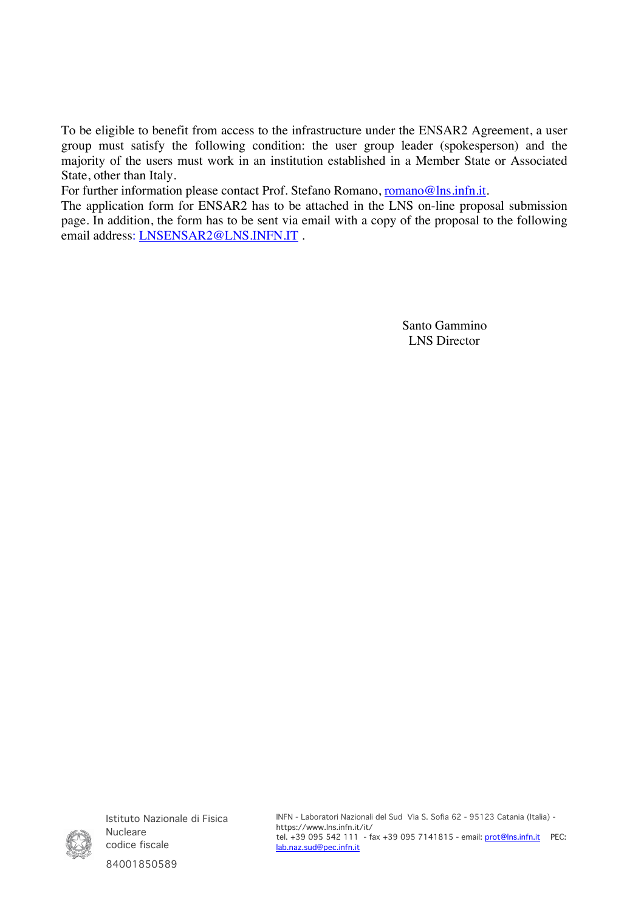To be eligible to benefit from access to the infrastructure under the ENSAR2 Agreement, a user group must satisfy the following condition: the user group leader (spokesperson) and the majority of the users must work in an institution established in a Member State or Associated State, other than Italy.

For further information please contact Prof. Stefano Romano, romano@lns.infn.it.

The application form for ENSAR2 has to be attached in the LNS on-line proposal submission page. In addition, the form has to be sent via email with a copy of the proposal to the following email address: LNSENSAR2@LNS.INFN.IT .

Santo Gammino
LNS Director

Istituto Nazionale di Fisica Nucleare
codice fiscale
84001850589

INFN - Laboratori Nazionali del Sud Via S. Sofia 62 - 95123 Catania (Italia) - https://www.lns.infn.it/it/
tel. +39 095 542 111 - fax +39 095 7141815 - email: prot@lns.infn.it PEC: lab.naz.sud@pec.infn.it